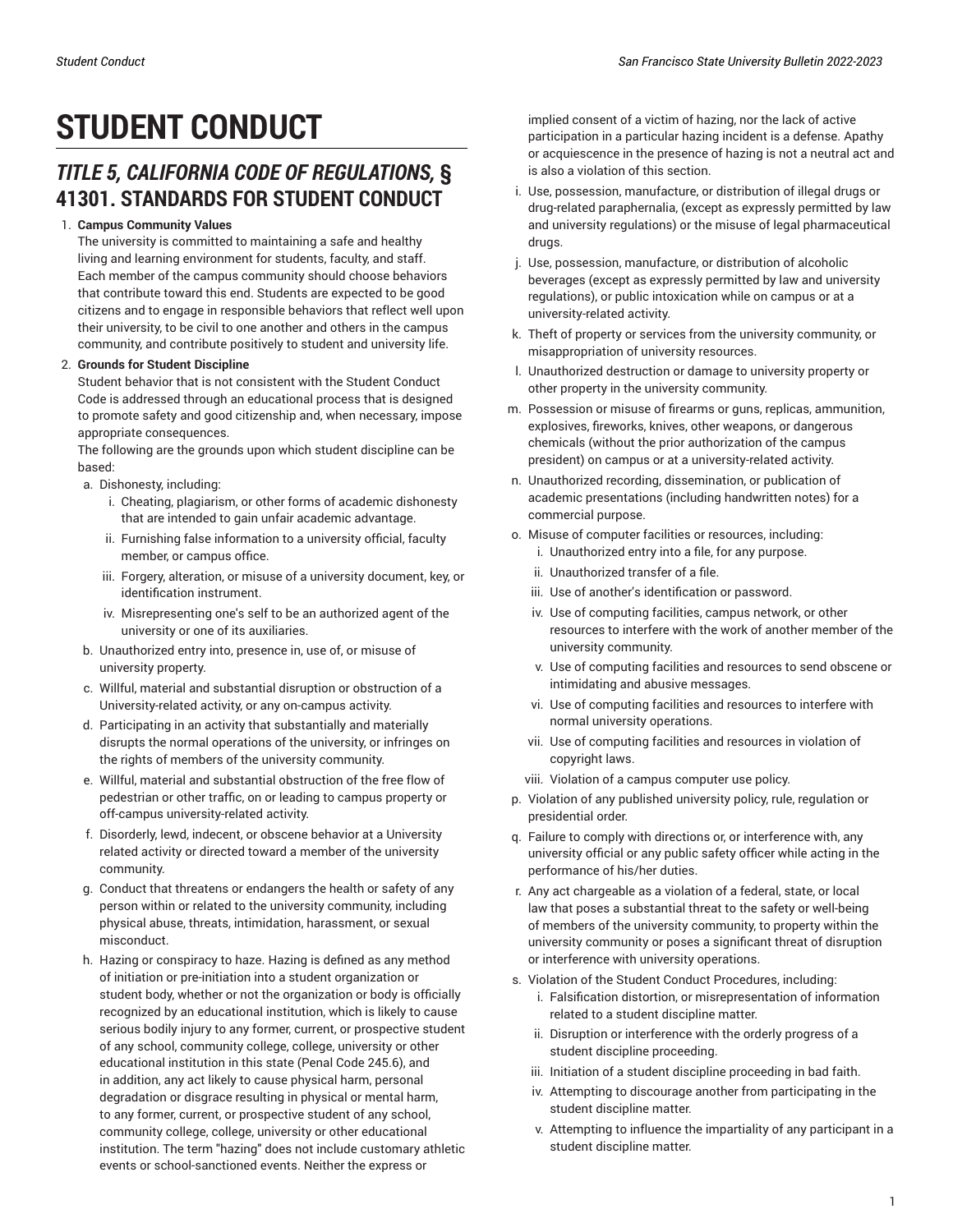# STUDENT CONDUCT

## *TITLE 5, CALIFORNIA CODE OF REGULATIONS,* § 41301. STANDARDS FOR STUDENT CONDUCT

1. **Campus Community Values**
   The university is committed to maintaining a safe and healthy living and learning environment for students, faculty, and staff. Each member of the campus community should choose behaviors that contribute toward this end. Students are expected to be good citizens and to engage in responsible behaviors that reflect well upon their university, to be civil to one another and others in the campus community, and contribute positively to student and university life.
2. **Grounds for Student Discipline**
   Student behavior that is not consistent with the Student Conduct Code is addressed through an educational process that is designed to promote safety and good citizenship and, when necessary, impose appropriate consequences.
   The following are the grounds upon which student discipline can be based:
   a. Dishonesty, including:
      i. Cheating, plagiarism, or other forms of academic dishonesty that are intended to gain unfair academic advantage.
      ii. Furnishing false information to a university official, faculty member, or campus office.
      iii. Forgery, alteration, or misuse of a university document, key, or identification instrument.
      iv. Misrepresenting one's self to be an authorized agent of the university or one of its auxiliaries.
   b. Unauthorized entry into, presence in, use of, or misuse of university property.
   c. Willful, material and substantial disruption or obstruction of a University-related activity, or any on-campus activity.
   d. Participating in an activity that substantially and materially disrupts the normal operations of the university, or infringes on the rights of members of the university community.
   e. Willful, material and substantial obstruction of the free flow of pedestrian or other traffic, on or leading to campus property or off-campus university-related activity.
   f. Disorderly, lewd, indecent, or obscene behavior at a University related activity or directed toward a member of the university community.
   g. Conduct that threatens or endangers the health or safety of any person within or related to the university community, including physical abuse, threats, intimidation, harassment, or sexual misconduct.
   h. Hazing or conspiracy to haze. Hazing is defined as any method of initiation or pre-initiation into a student organization or student body, whether or not the organization or body is officially recognized by an educational institution, which is likely to cause serious bodily injury to any former, current, or prospective student of any school, community college, college, university or other educational institution in this state (Penal Code 245.6), and in addition, any act likely to cause physical harm, personal degradation or disgrace resulting in physical or mental harm, to any former, current, or prospective student of any school, community college, college, university or other educational institution. The term "hazing" does not include customary athletic events or school-sanctioned events. Neither the express or implied consent of a victim of hazing, nor the lack of active participation in a particular hazing incident is a defense. Apathy or acquiescence in the presence of hazing is not a neutral act and is also a violation of this section.
   i. Use, possession, manufacture, or distribution of illegal drugs or drug-related paraphernalia, (except as expressly permitted by law and university regulations) or the misuse of legal pharmaceutical drugs.
   j. Use, possession, manufacture, or distribution of alcoholic beverages (except as expressly permitted by law and university regulations), or public intoxication while on campus or at a university-related activity.
   k. Theft of property or services from the university community, or misappropriation of university resources.
   l. Unauthorized destruction or damage to university property or other property in the university community.
   m. Possession or misuse of firearms or guns, replicas, ammunition, explosives, fireworks, knives, other weapons, or dangerous chemicals (without the prior authorization of the campus president) on campus or at a university-related activity.
   n. Unauthorized recording, dissemination, or publication of academic presentations (including handwritten notes) for a commercial purpose.
   o. Misuse of computer facilities or resources, including:
      i. Unauthorized entry into a file, for any purpose.
      ii. Unauthorized transfer of a file.
      iii. Use of another's identification or password.
      iv. Use of computing facilities, campus network, or other resources to interfere with the work of another member of the university community.
      v. Use of computing facilities and resources to send obscene or intimidating and abusive messages.
      vi. Use of computing facilities and resources to interfere with normal university operations.
      vii. Use of computing facilities and resources in violation of copyright laws.
      viii. Violation of a campus computer use policy.
   p. Violation of any published university policy, rule, regulation or presidential order.
   q. Failure to comply with directions or, or interference with, any university official or any public safety officer while acting in the performance of his/her duties.
   r. Any act chargeable as a violation of a federal, state, or local law that poses a substantial threat to the safety or well-being of members of the university community, to property within the university community or poses a significant threat of disruption or interference with university operations.
   s. Violation of the Student Conduct Procedures, including:
      i. Falsification distortion, or misrepresentation of information related to a student discipline matter.
      ii. Disruption or interference with the orderly progress of a student discipline proceeding.
      iii. Initiation of a student discipline proceeding in bad faith.
      iv. Attempting to discourage another from participating in the student discipline matter.
      v. Attempting to influence the impartiality of any participant in a student discipline matter.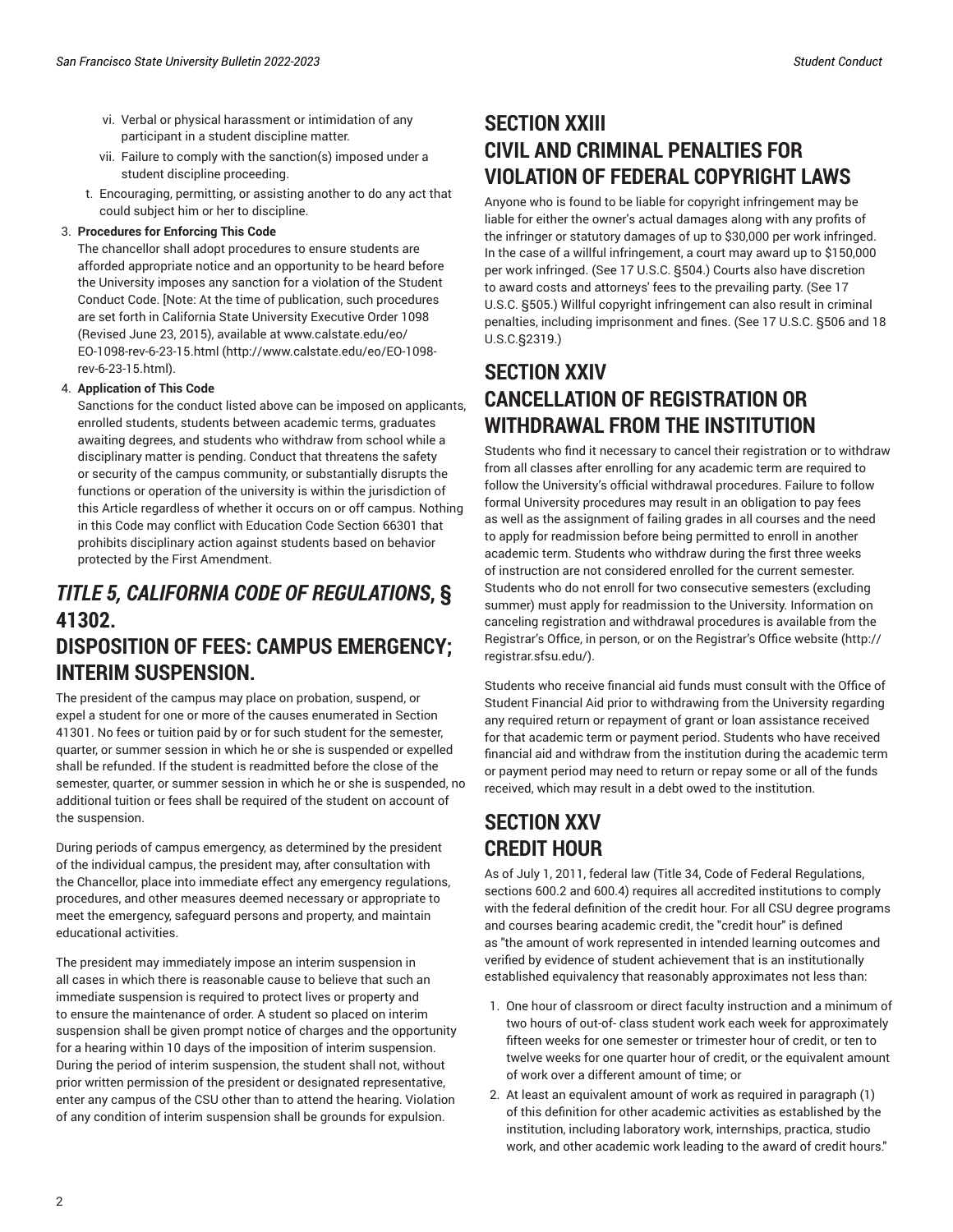vi. Verbal or physical harassment or intimidation of any participant in a student discipline matter.
   vii. Failure to comply with the sanction(s) imposed under a student discipline proceeding.
  t. Encouraging, permitting, or assisting another to do any act that could subject him or her to discipline.

3. **Procedures for Enforcing This Code**
   The chancellor shall adopt procedures to ensure students are afforded appropriate notice and an opportunity to be heard before the University imposes any sanction for a violation of the Student Conduct Code. [Note: At the time of publication, such procedures are set forth in California State University Executive Order 1098 (Revised June 23, 2015), available at www.calstate.edu/eo/EO-1098-rev-6-23-15.html (http://www.calstate.edu/eo/EO-1098-rev-6-23-15.html).
4. **Application of This Code**
   Sanctions for the conduct listed above can be imposed on applicants, enrolled students, students between academic terms, graduates awaiting degrees, and students who withdraw from school while a disciplinary matter is pending. Conduct that threatens the safety or security of the campus community, or substantially disrupts the functions or operation of the university is within the jurisdiction of this Article regardless of whether it occurs on or off campus. Nothing in this Code may conflict with Education Code Section 66301 that prohibits disciplinary action against students based on behavior protected by the First Amendment.

## *TITLE 5, CALIFORNIA CODE OF REGULATIONS*, § 41302. DISPOSITION OF FEES: CAMPUS EMERGENCY; INTERIM SUSPENSION.

The president of the campus may place on probation, suspend, or expel a student for one or more of the causes enumerated in Section 41301. No fees or tuition paid by or for such student for the semester, quarter, or summer session in which he or she is suspended or expelled shall be refunded. If the student is readmitted before the close of the semester, quarter, or summer session in which he or she is suspended, no additional tuition or fees shall be required of the student on account of the suspension.

During periods of campus emergency, as determined by the president of the individual campus, the president may, after consultation with the Chancellor, place into immediate effect any emergency regulations, procedures, and other measures deemed necessary or appropriate to meet the emergency, safeguard persons and property, and maintain educational activities.

The president may immediately impose an interim suspension in all cases in which there is reasonable cause to believe that such an immediate suspension is required to protect lives or property and to ensure the maintenance of order. A student so placed on interim suspension shall be given prompt notice of charges and the opportunity for a hearing within 10 days of the imposition of interim suspension. During the period of interim suspension, the student shall not, without prior written permission of the president or designated representative, enter any campus of the CSU other than to attend the hearing. Violation of any condition of interim suspension shall be grounds for expulsion.

## SECTION XXIII CIVIL AND CRIMINAL PENALTIES FOR VIOLATION OF FEDERAL COPYRIGHT LAWS

Anyone who is found to be liable for copyright infringement may be liable for either the owner's actual damages along with any profits of the infringer or statutory damages of up to $30,000 per work infringed. In the case of a willful infringement, a court may award up to $150,000 per work infringed. (See 17 U.S.C. §504.) Courts also have discretion to award costs and attorneys' fees to the prevailing party. (See 17 U.S.C. §505.) Willful copyright infringement can also result in criminal penalties, including imprisonment and fines. (See 17 U.S.C. §506 and 18 U.S.C.§2319.)

## SECTION XXIV CANCELLATION OF REGISTRATION OR WITHDRAWAL FROM THE INSTITUTION

Students who find it necessary to cancel their registration or to withdraw from all classes after enrolling for any academic term are required to follow the University's official withdrawal procedures. Failure to follow formal University procedures may result in an obligation to pay fees as well as the assignment of failing grades in all courses and the need to apply for readmission before being permitted to enroll in another academic term. Students who withdraw during the first three weeks of instruction are not considered enrolled for the current semester. Students who do not enroll for two consecutive semesters (excluding summer) must apply for readmission to the University. Information on canceling registration and withdrawal procedures is available from the Registrar's Office, in person, or on the Registrar's Office website (http://registrar.sfsu.edu/).

Students who receive financial aid funds must consult with the Office of Student Financial Aid prior to withdrawing from the University regarding any required return or repayment of grant or loan assistance received for that academic term or payment period. Students who have received financial aid and withdraw from the institution during the academic term or payment period may need to return or repay some or all of the funds received, which may result in a debt owed to the institution.

## SECTION XXV CREDIT HOUR

As of July 1, 2011, federal law (Title 34, Code of Federal Regulations, sections 600.2 and 600.4) requires all accredited institutions to comply with the federal definition of the credit hour. For all CSU degree programs and courses bearing academic credit, the "credit hour" is defined as "the amount of work represented in intended learning outcomes and verified by evidence of student achievement that is an institutionally established equivalency that reasonably approximates not less than:

1. One hour of classroom or direct faculty instruction and a minimum of two hours of out-of- class student work each week for approximately fifteen weeks for one semester or trimester hour of credit, or ten to twelve weeks for one quarter hour of credit, or the equivalent amount of work over a different amount of time; or
2. At least an equivalent amount of work as required in paragraph (1) of this definition for other academic activities as established by the institution, including laboratory work, internships, practica, studio work, and other academic work leading to the award of credit hours."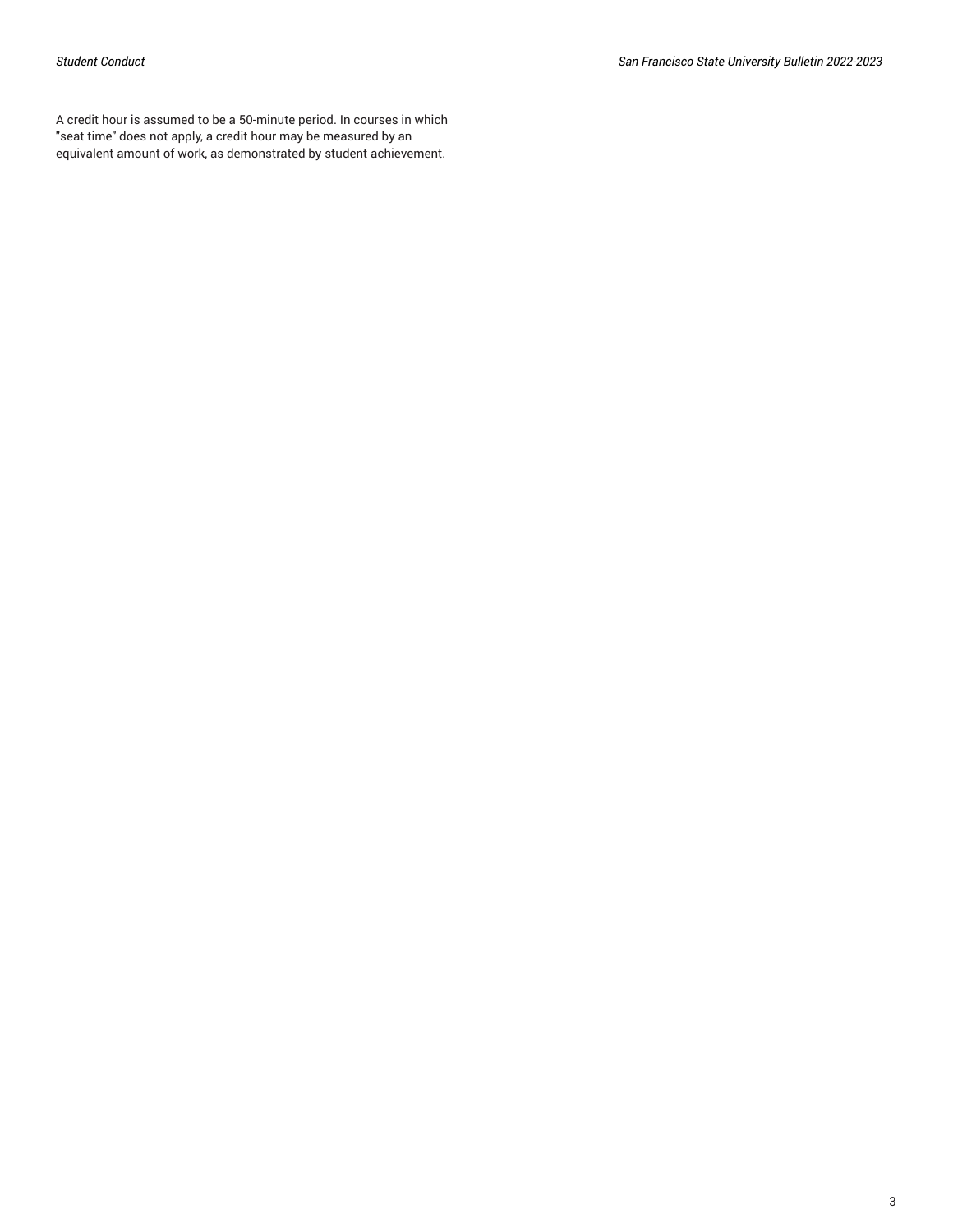A credit hour is assumed to be a 50-minute period. In courses in which "seat time" does not apply, a credit hour may be measured by an equivalent amount of work, as demonstrated by student achievement.